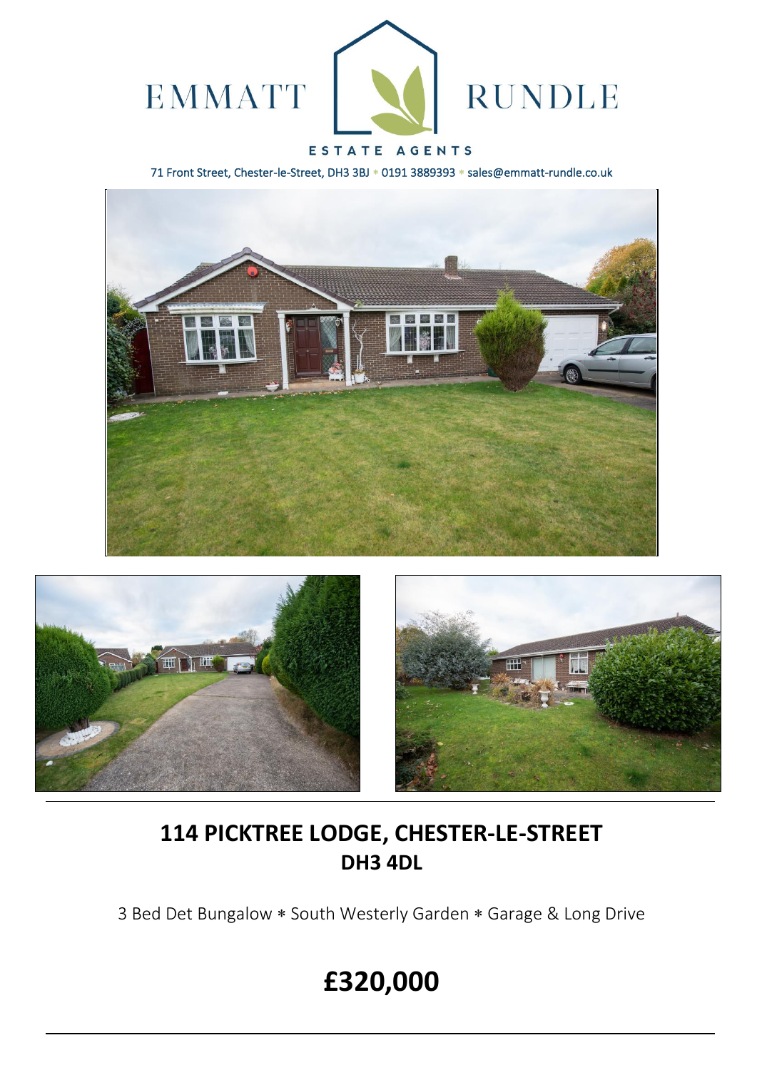EMMATT RUNDLE

ESTATE AGENTS

71 Front Street, Chester-le-Street, DH3 3BJ * 0191 3889393 * sales@emmatt-rundle.co.uk

# 114 PICKTREE LODGE, CHESTER-LE-STREET
## DH3 4DL

3 Bed Det Bungalow * South Westerly Garden * Garage & Long Drive

# £320,000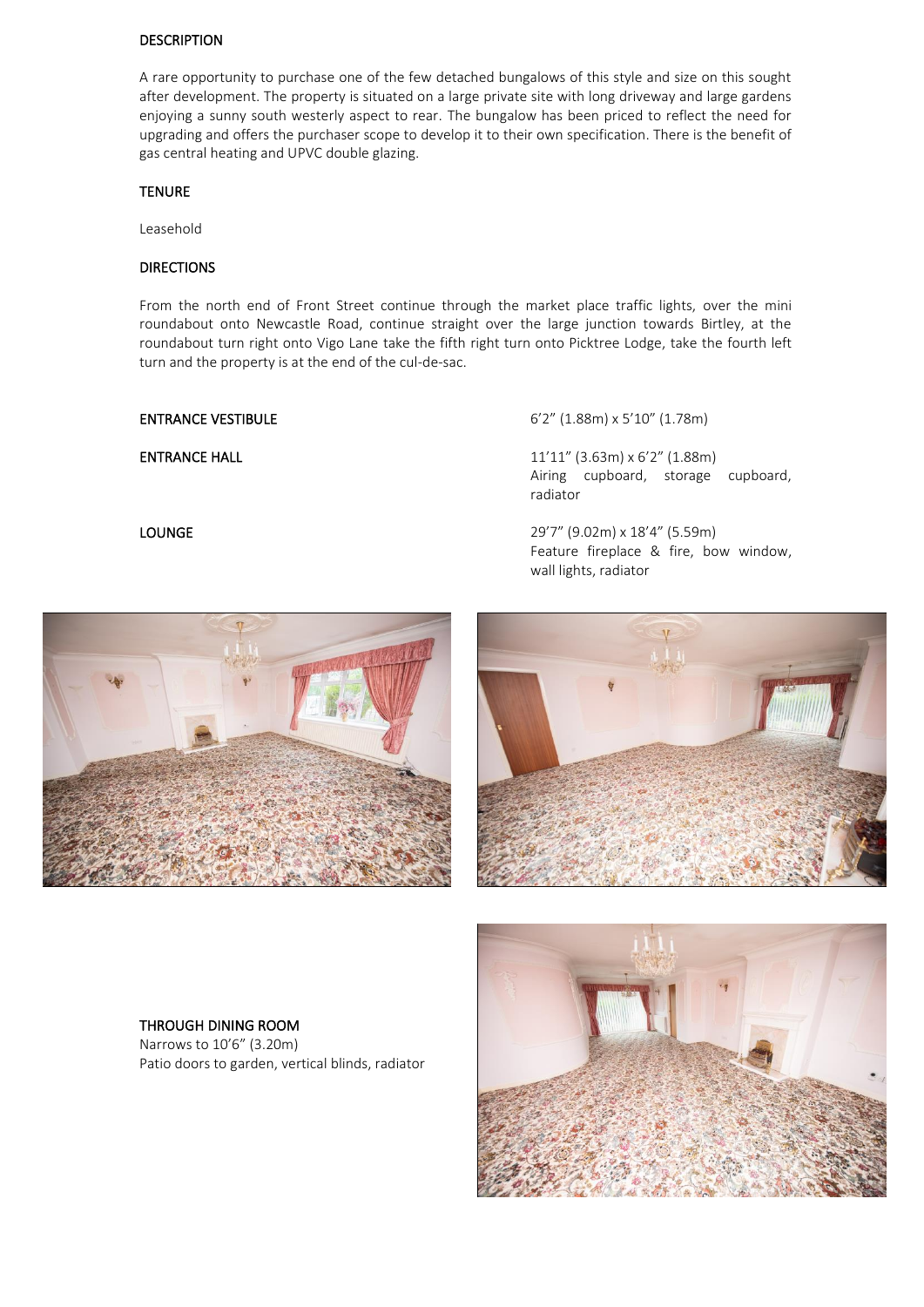## DESCRIPTION

A rare opportunity to purchase one of the few detached bungalows of this style and size on this sought after development. The property is situated on a large private site with long driveway and large gardens enjoying a sunny south westerly aspect to rear. The bungalow has been priced to reflect the need for upgrading and offers the purchaser scope to develop it to their own specification. There is the benefit of gas central heating and UPVC double glazing.

## TENURE

Leasehold

## DIRECTIONS

From the north end of Front Street continue through the market place traffic lights, over the mini roundabout onto Newcastle Road, continue straight over the large junction towards Birtley, at the roundabout turn right onto Vigo Lane take the fifth right turn onto Picktree Lodge, take the fourth left turn and the property is at the end of the cul-de-sac.

**ENTRANCE VESTIBULE**

6’2” (1.88m) x 5’10” (1.78m)

**ENTRANCE HALL**

11’11” (3.63m) x 6’2” (1.88m)
Airing cupboard, storage cupboard, radiator

**LOUNGE**

29’7” (9.02m) x 18’4” (5.59m)
Feature fireplace & fire, bow window, wall lights, radiator

**THROUGH DINING ROOM**

Narrows to 10’6” (3.20m)
Patio doors to garden, vertical blinds, radiator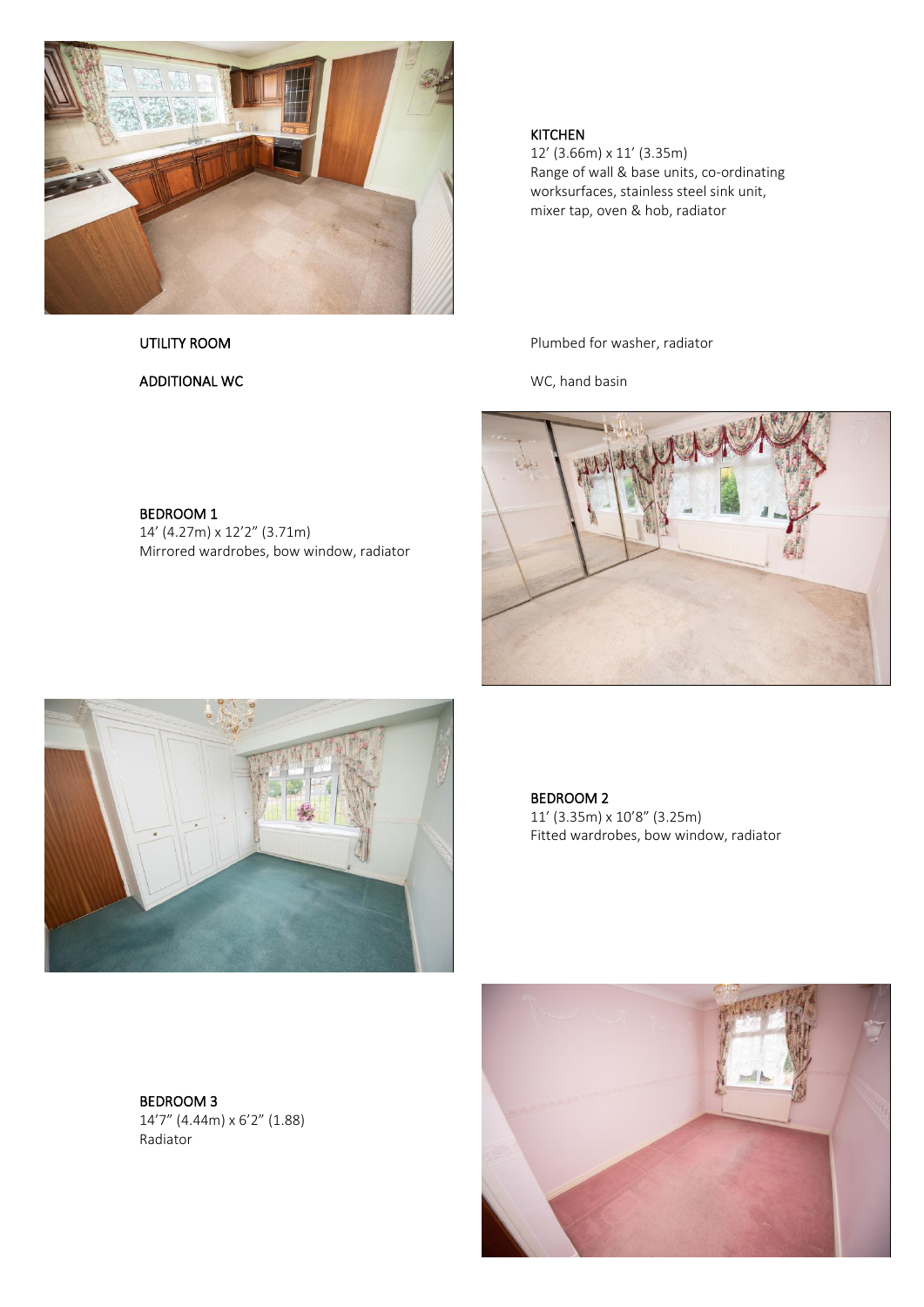### KITCHEN
12' (3.66m) x 11' (3.35m)
Range of wall & base units, co-ordinating worksurfaces, stainless steel sink unit, mixer tap, oven & hob, radiator

### UTILITY ROOM
Plumbed for washer, radiator

### ADDITIONAL WC
WC, hand basin

### BEDROOM 1
14' (4.27m) x 12'2" (3.71m)
Mirrored wardrobes, bow window, radiator

### BEDROOM 2
11' (3.35m) x 10'8" (3.25m)
Fitted wardrobes, bow window, radiator

### BEDROOM 3
14'7" (4.44m) x 6'2" (1.88)
Radiator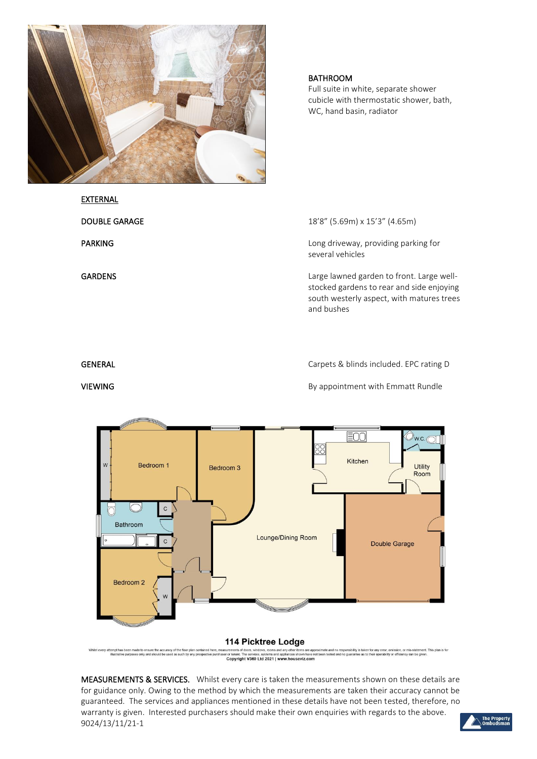BATHROOM
Full suite in white, separate shower cubicle with thermostatic shower, bath, WC, hand basin, radiator

## EXTERNAL

| | |
|---|---|
| DOUBLE GARAGE | 18'8" (5.69m) x 15'3" (4.65m) |
| PARKING | Long driveway, providing parking for several vehicles |
| GARDENS | Large lawned garden to front. Large well-stocked gardens to rear and side enjoying south westerly aspect, with matures trees and bushes |
| GENERAL | Carpets & blinds included. EPC rating D |
| VIEWING | By appointment with Emmatt Rundle |

W
Bedroom 1
Bedroom 3
Kitchen
W.C.
Utility Room
C
Bathroom
C
Lounge/Dining Room
Double Garage
Bedroom 2
W

**114 Picktree Lodge**

Whilst every attempt has been made to ensure the accuracy of the floor plan contained here, measurements of doors, windows, rooms and any other items are approximate and no responsibility is taken for any error, omission, or mis-statement. This plan is for illustrative purposes only and should be used as such by any prospective purchaser or tenant. The services, systems and appliances shown have not been tested and no guarantee as to their operability or efficiency can be given.
Copyright V360 Ltd 2021 | www.houseviz.com

MEASUREMENTS & SERVICES. Whilst every care is taken the measurements shown on these details are for guidance only. Owing to the method by which the measurements are taken their accuracy cannot be guaranteed. The services and appliances mentioned in these details have not been tested, therefore, no warranty is given. Interested purchasers should make their own enquiries with regards to the above.
9024/13/11/21-1

The Property Ombudsman